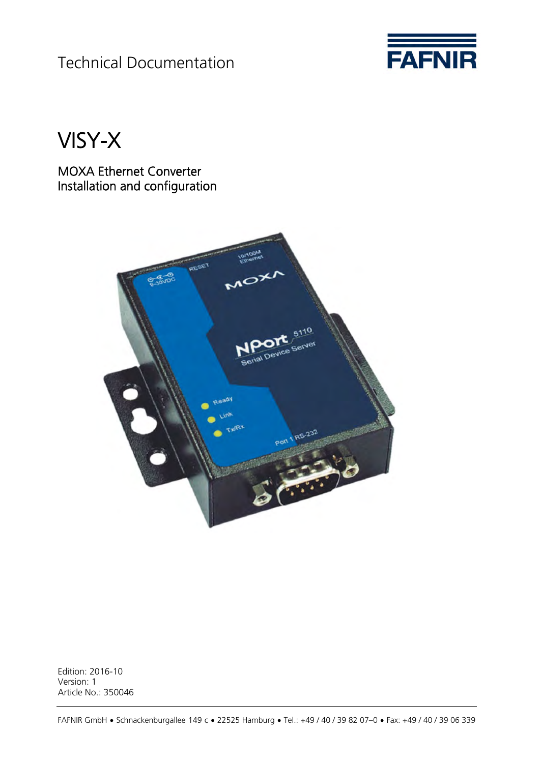Technical Documentation

FAFNIR

# VISY-X

## MOXA Ethernet Converter
## Installation and configuration

Edition: 2016-10
Version: 1
Article No.: 350046

FAFNIR GmbH • Schnackenburgallee 149 c • 22525 Hamburg • Tel.: +49 / 40 / 39 82 07–0 • Fax: +49 / 40 / 39 06 339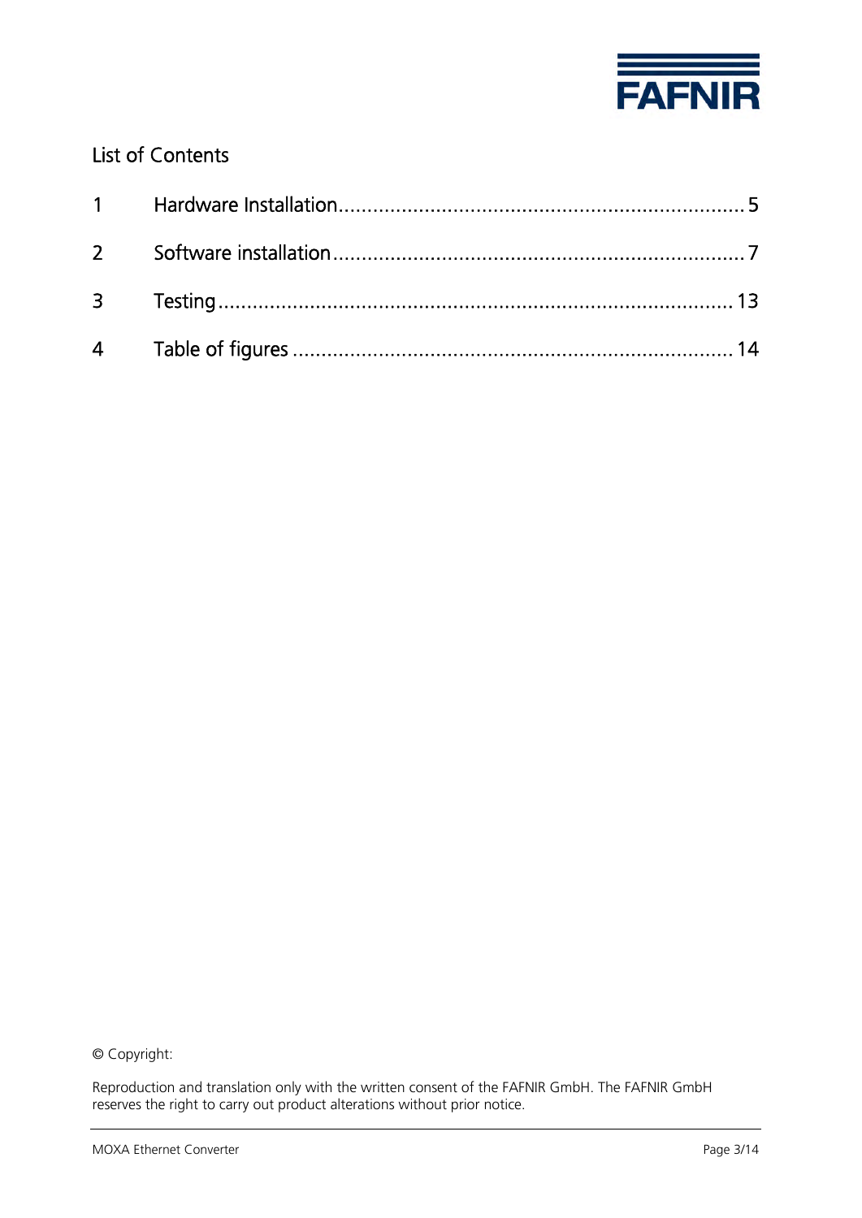## List of Contents

| | | |
|---|---|---|
| 1 | Hardware Installation | 5 |
| 2 | Software installation | 7 |
| 3 | Testing | 13 |
| 4 | Table of figures | 14 |

© Copyright:

Reproduction and translation only with the written consent of the FAFNIR GmbH. The FAFNIR GmbH reserves the right to carry out product alterations without prior notice.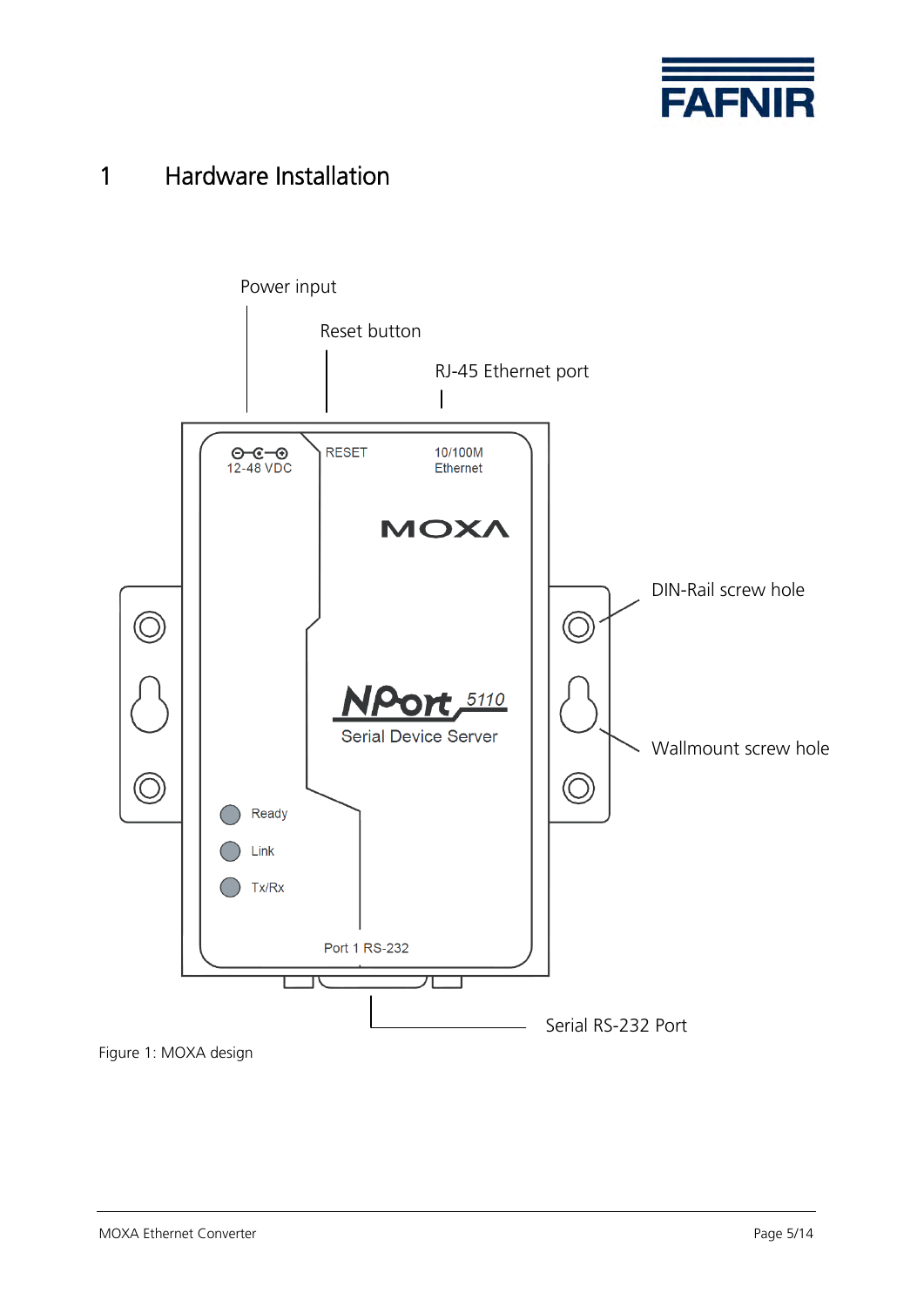# 1 Hardware Installation

Power input

Reset button

RJ-45 Ethernet port

12-48 VDC

RESET

10/100M Ethernet

MOXA

NPort 5110

Serial Device Server

DIN-Rail screw hole

Wallmount screw hole

Ready

Link

Tx/Rx

Port 1 RS-232

Serial RS-232 Port

Figure 1: MOXA design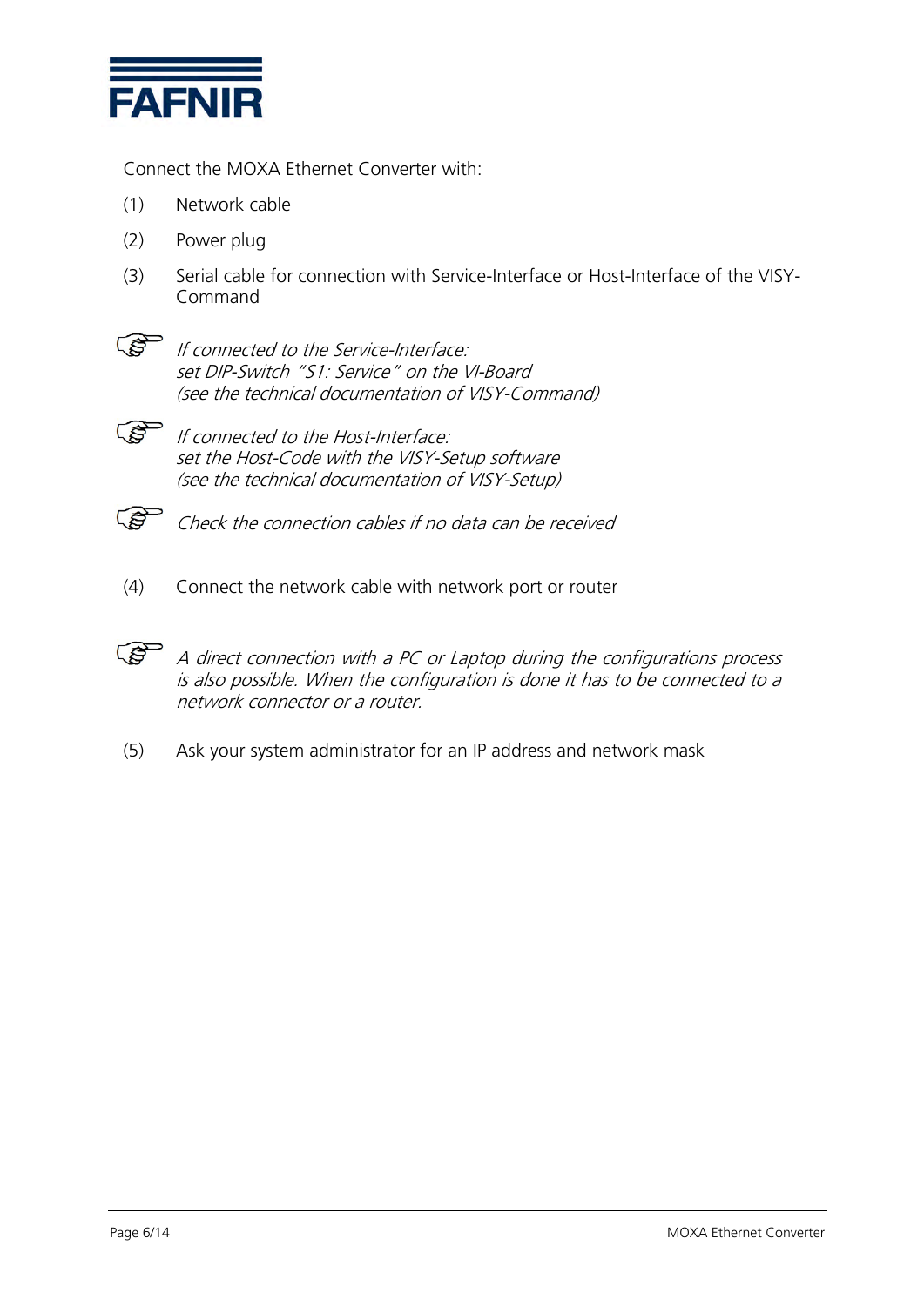Connect the MOXA Ethernet Converter with:

(1) Network cable

(2) Power plug

(3) Serial cable for connection with Service-Interface or Host-Interface of the VISY-Command

☞ *If connected to the Service-Interface:*
*set DIP-Switch "S1: Service" on the VI-Board*
*(see the technical documentation of VISY-Command)*

☞ *If connected to the Host-Interface:*
*set the Host-Code with the VISY-Setup software*
*(see the technical documentation of VISY-Setup)*

☞ *Check the connection cables if no data can be received*

(4) Connect the network cable with network port or router

☞ *A direct connection with a PC or Laptop during the configurations process is also possible. When the configuration is done it has to be connected to a network connector or a router.*

(5) Ask your system administrator for an IP address and network mask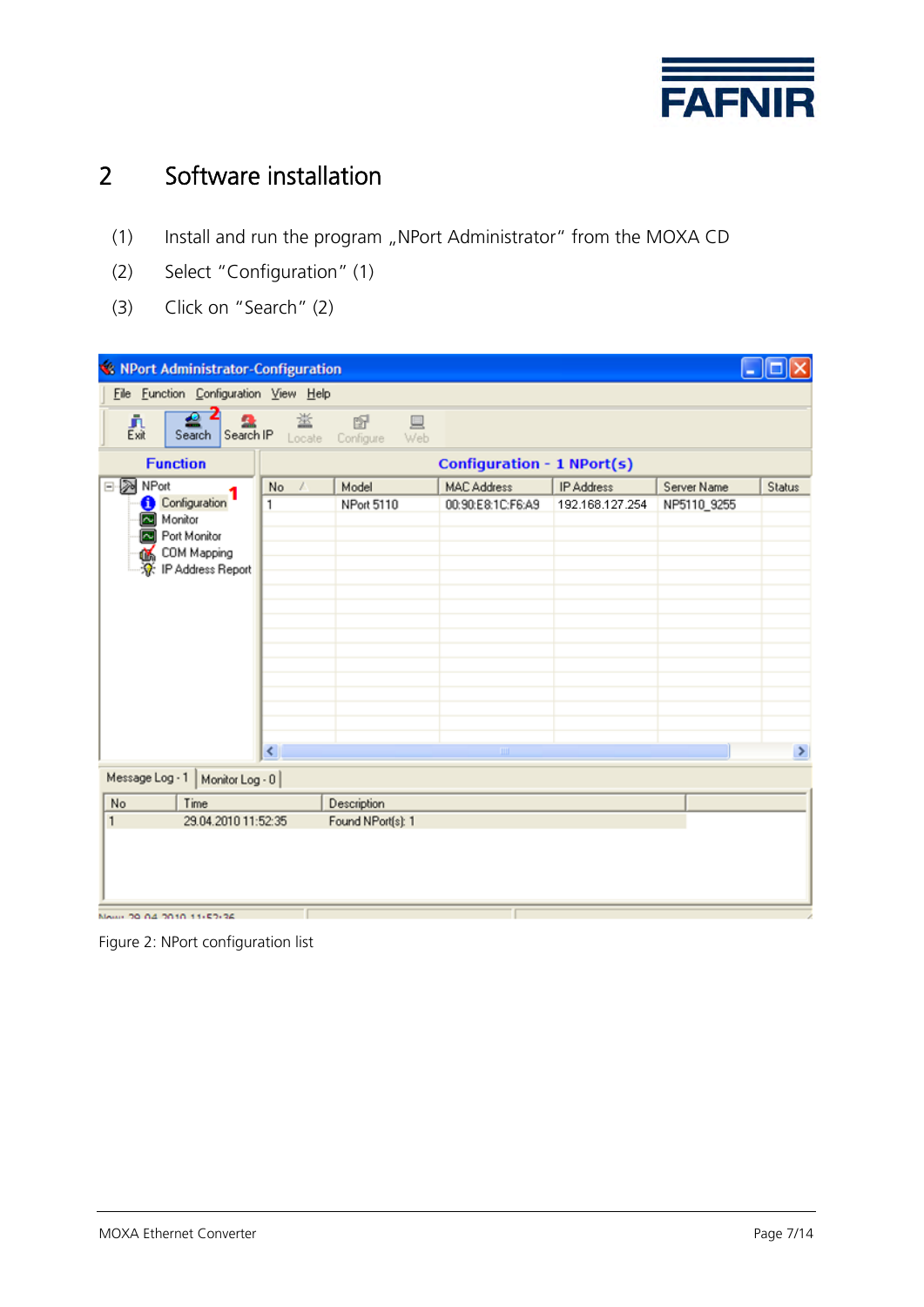# 2 Software installation

(1) Install and run the program „NPort Administrator" from the MOXA CD

(2) Select "Configuration" (1)

(3) Click on "Search" (2)

Figure 2: NPort configuration list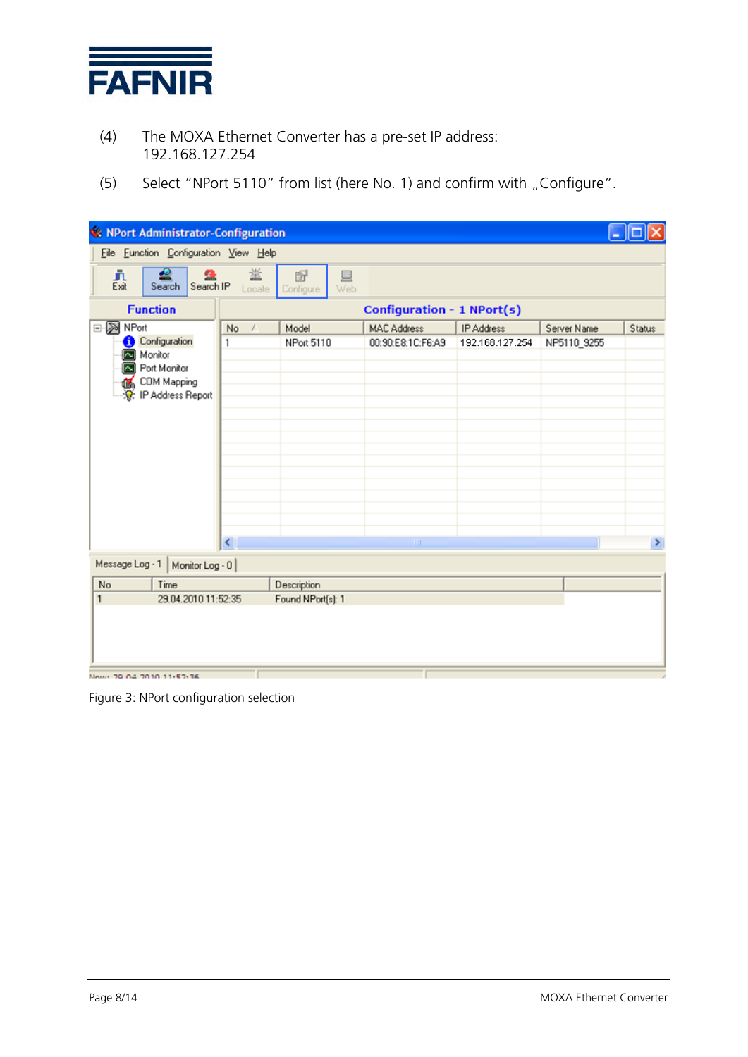(4) The MOXA Ethernet Converter has a pre-set IP address: 192.168.127.254

(5) Select “NPort 5110” from list (here No. 1) and confirm with „Configure“.

Figure 3: NPort configuration selection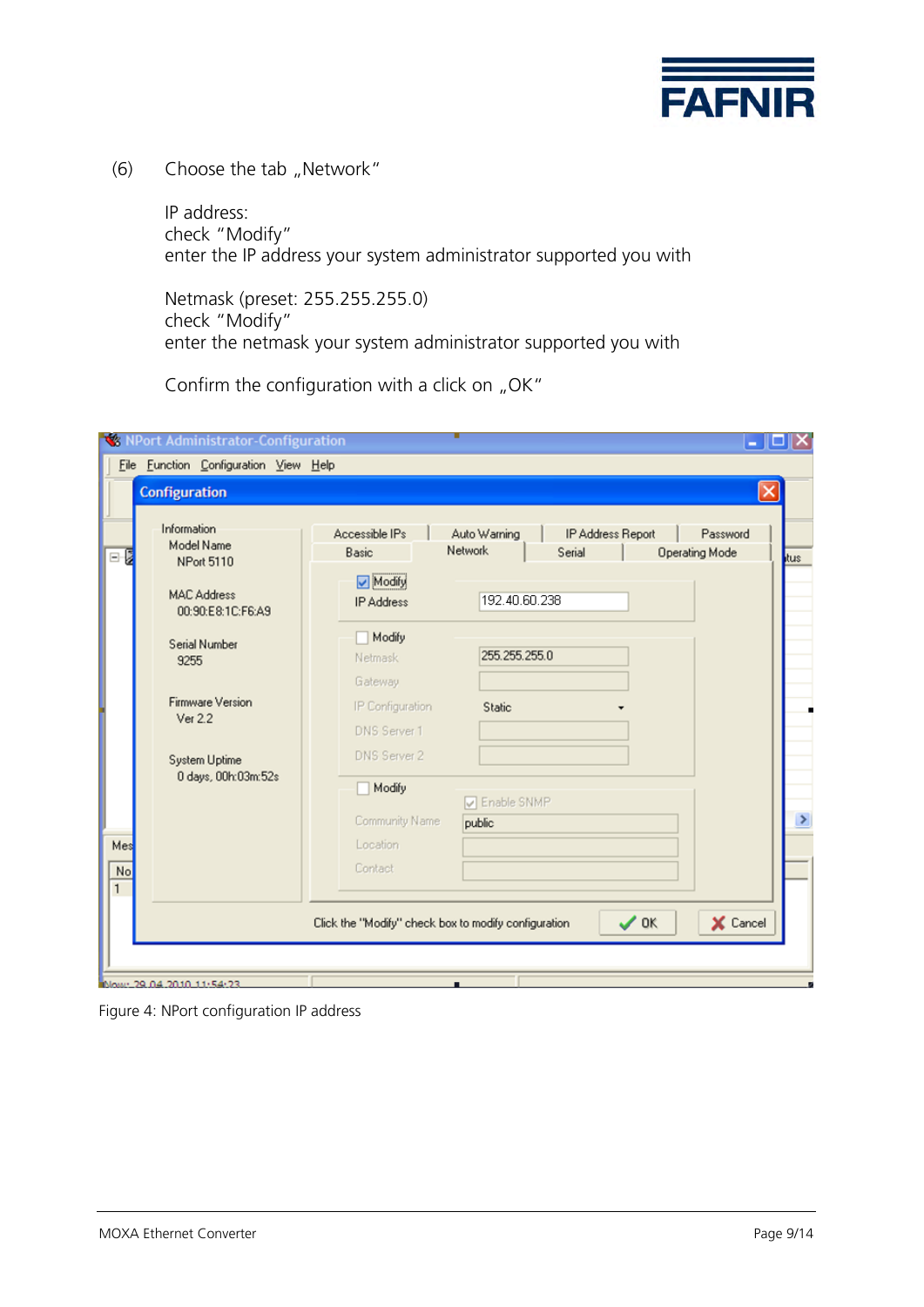(6) Choose the tab „Network"

IP address:
check "Modify"
enter the IP address your system administrator supported you with

Netmask (preset: 255.255.255.0)
check "Modify"
enter the netmask your system administrator supported you with

Confirm the configuration with a click on „OK"

Figure 4: NPort configuration IP address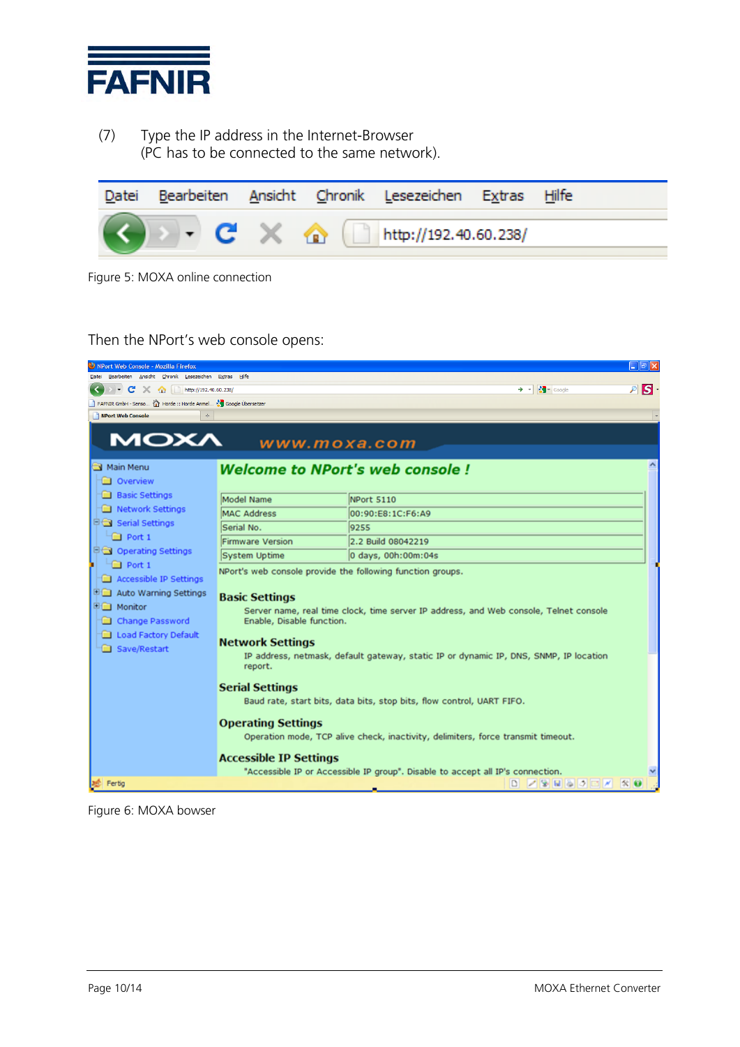(7) Type the IP address in the Internet-Browser
(PC has to be connected to the same network).

Figure 5: MOXA online connection

Then the NPort's web console opens:

Figure 6: MOXA bowser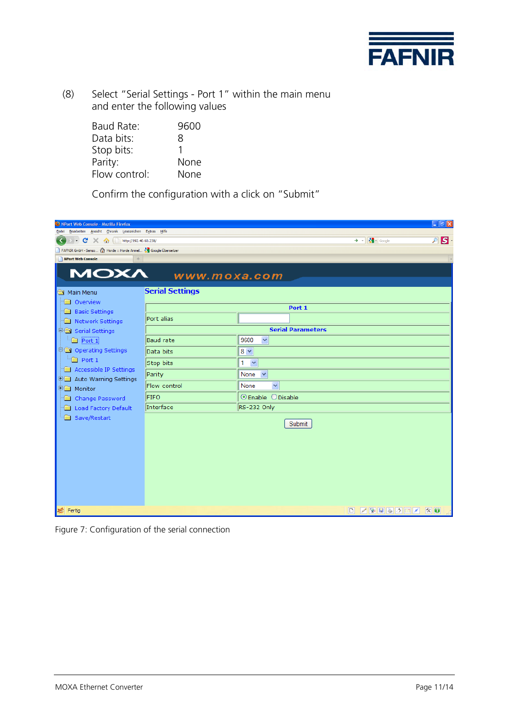(8) Select "Serial Settings - Port 1" within the main menu and enter the following values

| | |
|---|---|
| Baud Rate: | 9600 |
| Data bits: | 8 |
| Stop bits: | 1 |
| Parity: | None |
| Flow control: | None |

Confirm the configuration with a click on "Submit"

Figure 7: Configuration of the serial connection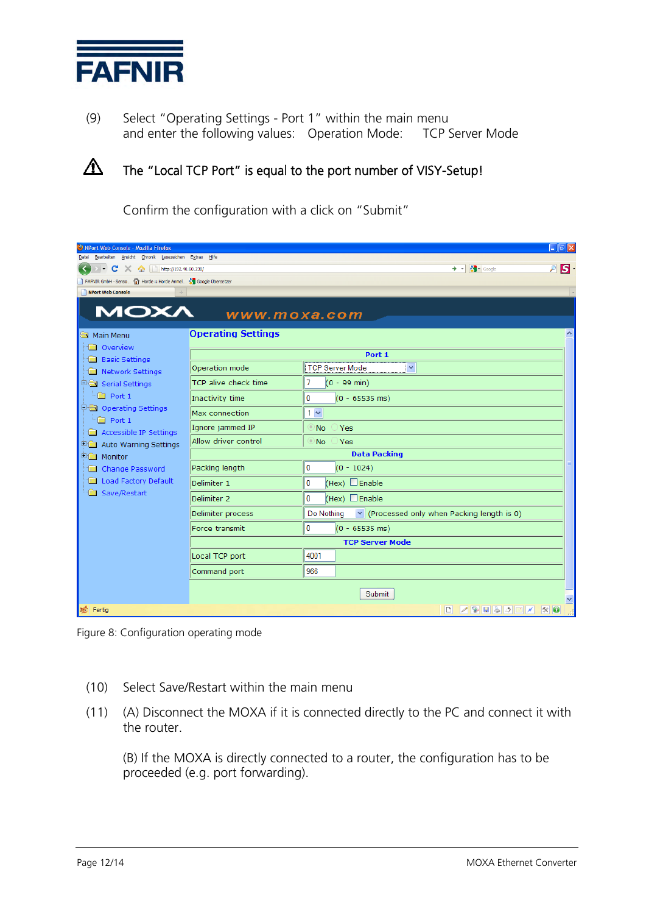(9) Select "Operating Settings - Port 1" within the main menu and enter the following values: Operation Mode: TCP Server Mode

⚠ The "Local TCP Port" is equal to the port number of VISY-Setup!

Confirm the configuration with a click on "Submit"

Figure 8: Configuration operating mode

(10) Select Save/Restart within the main menu

(11) (A) Disconnect the MOXA if it is connected directly to the PC and connect it with the router.

(B) If the MOXA is directly connected to a router, the configuration has to be proceeded (e.g. port forwarding).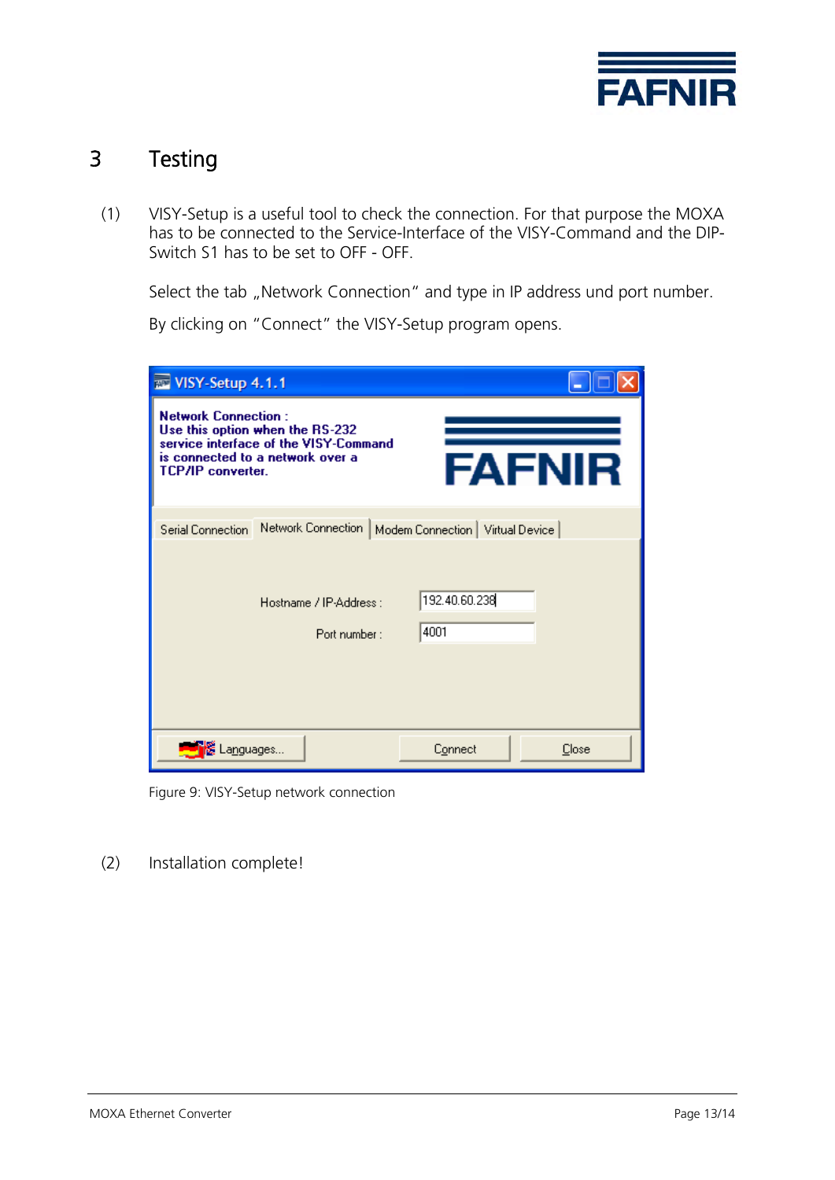# 3 Testing

(1) VISY-Setup is a useful tool to check the connection. For that purpose the MOXA has to be connected to the Service-Interface of the VISY-Command and the DIP-Switch S1 has to be set to OFF - OFF.

Select the tab „Network Connection" and type in IP address und port number.

By clicking on "Connect" the VISY-Setup program opens.

Figure 9: VISY-Setup network connection

(2) Installation complete!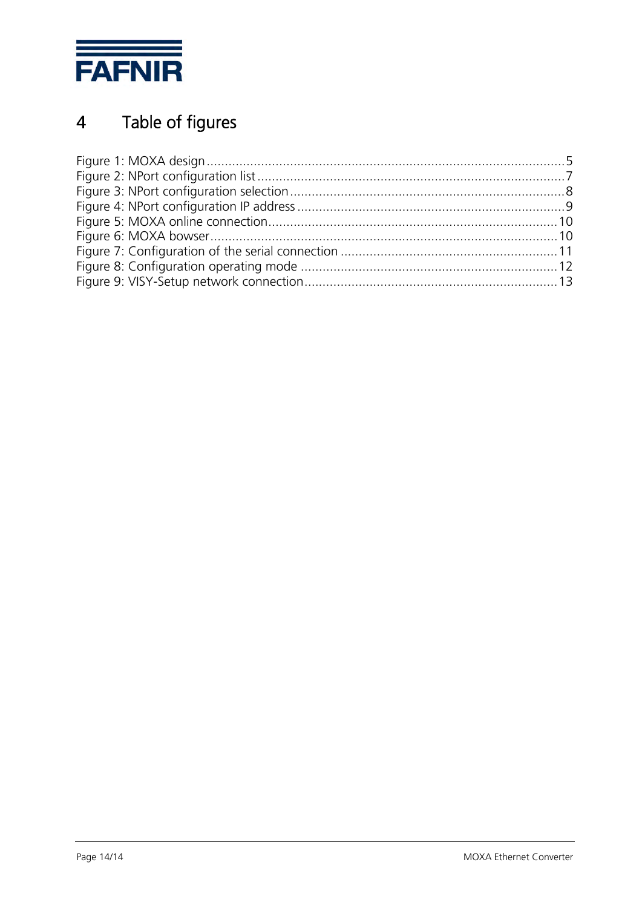# 4 Table of figures

Figure 1: MOXA design ..................................................................................................5
Figure 2: NPort configuration list .....................................................................................7
Figure 3: NPort configuration selection ............................................................................8
Figure 4: NPort configuration IP address ..........................................................................9
Figure 5: MOXA online connection.................................................................................10
Figure 6: MOXA bowser ...............................................................................................10
Figure 7: Configuration of the serial connection .............................................................11
Figure 8: Configuration operating mode .........................................................................12
Figure 9: VISY-Setup network connection.......................................................................13